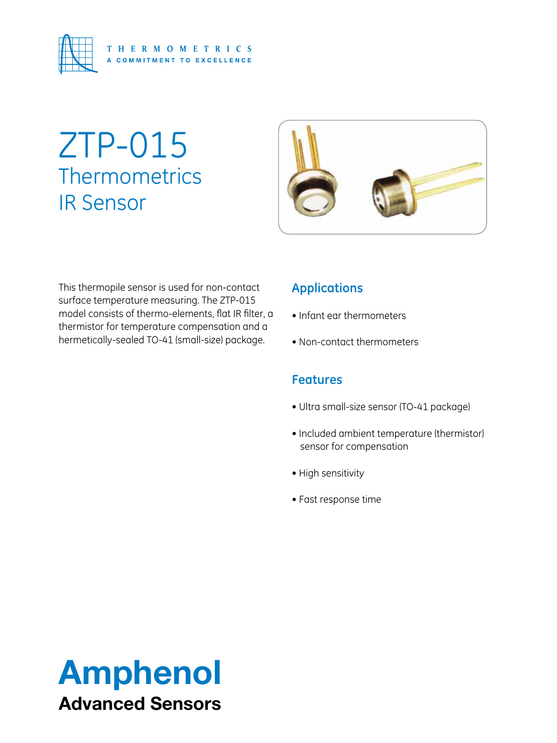THERMOMETRICS
A COMMITMENT TO EXCELLENCE

# ZTP-015
## Thermometrics IR Sensor

This thermopile sensor is used for non-contact surface temperature measuring. The ZTP-015 model consists of thermo-elements, flat IR filter, a thermistor for temperature compensation and a hermetically-sealed TO-41 (small-size) package.

### Applications

- Infant ear thermometers
- Non-contact thermometers

### Features

- Ultra small-size sensor (TO-41 package)
- Included ambient temperature (thermistor) sensor for compensation
- High sensitivity
- Fast response time

**Amphenol**
**Advanced Sensors**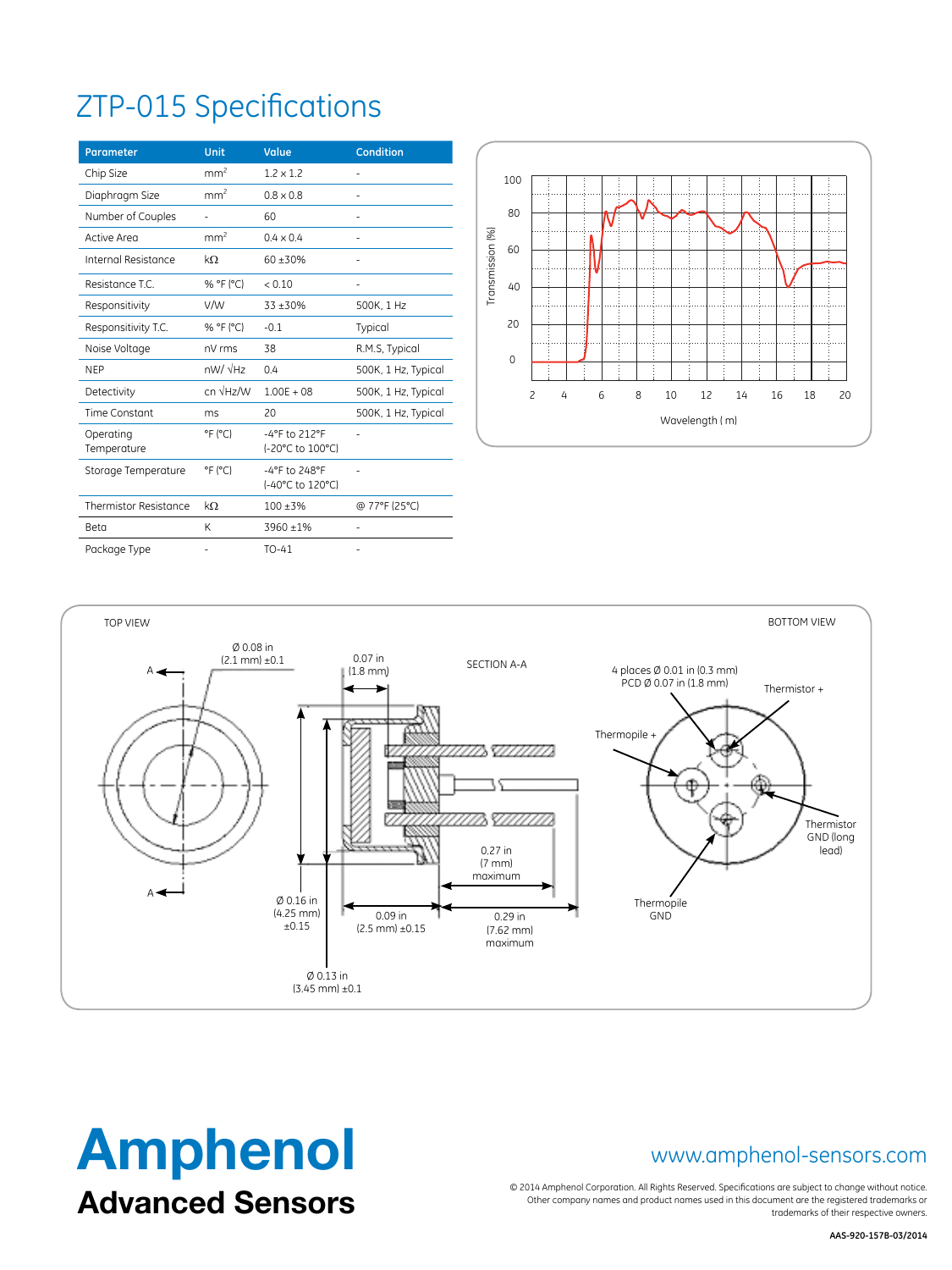# ZTP-015 Specifications

| Parameter | Unit | Value | Condition |
|---|---|---|---|
| Chip Size | $mm^2$ | 1.2 x 1.2 | - |
| Diaphragm Size | $mm^2$ | 0.8 x 0.8 | - |
| Number of Couples | - | 60 | - |
| Active Area | $mm^2$ | 0.4 x 0.4 | - |
| Internal Resistance | kΩ | 60 ±30% | - |
| Resistance T.C. | % °F (°C) | < 0.10 | - |
| Responsivity | V/W | 33 ±30% | 500K, 1 Hz |
| Responsivity T.C. | % °F (°C) | -0.1 | Typical |
| Noise Voltage | nV rms | 38 | R.M.S, Typical |
| NEP | nW/ √Hz | 0.4 | 500K, 1 Hz, Typical |
| Detectivity | cn √Hz/W | 1.00E + 08 | 500K, 1 Hz, Typical |
| Time Constant | ms | 20 | 500K, 1 Hz, Typical |
| Operating Temperature | °F (°C) | -4°F to 212°F (-20°C to 100°C) | - |
| Storage Temperature | °F (°C) | -4°F to 248°F (-40°C to 120°C) | - |
| Thermistor Resistance | kΩ | 100 ±3% | @ 77°F (25°C) |
| Beta | K | 3960 ±1% | - |
| Package Type | - | TO-41 | - |

Transmission (%)

100
80
60
40
20
0

2 4 6 8 10 12 14 16 18 20

Wavelength ( m)

TOP VIEW

A

Ø 0.08 in (2.1 mm) ±0.1

0.07 in (1.8 mm)

SECTION A-A

BOTTOM VIEW

4 places Ø 0.01 in (0.3 mm) PCD Ø 0.07 in (1.8 mm)

Thermistor +

Thermopile +

Thermistor GND (long lead)

Thermopile GND

0.27 in (7 mm) maximum

Ø 0.16 in (4.25 mm) ±0.15

0.09 in (2.5 mm) ±0.15

0.29 in (7.62 mm) maximum

Ø 0.13 in (3.45 mm) ±0.1

**Amphenol**
**Advanced Sensors**

www.amphenol-sensors.com

© 2014 Amphenol Corporation. All Rights Reserved. Specifications are subject to change without notice. Other company names and product names used in this document are the registered trademarks or trademarks of their respective owners.

AAS-920-157B-03/2014